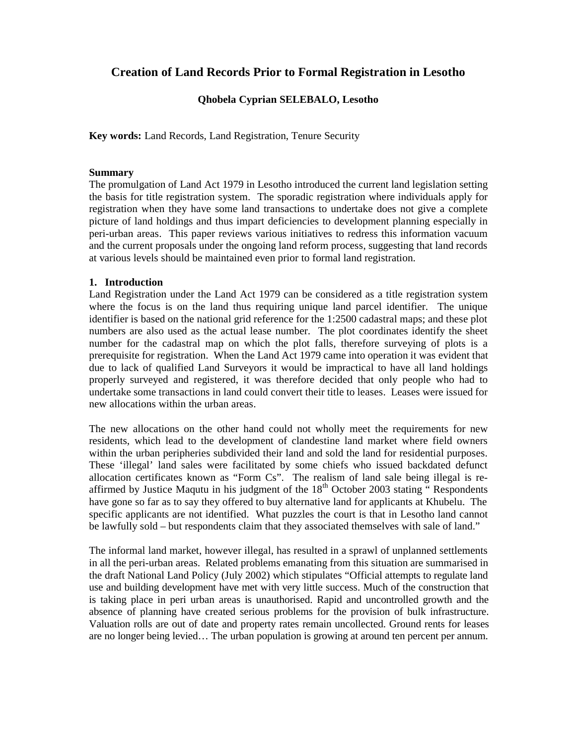# Creation of Land Records Prior to Formal Registration in Lesotho

**Qhobela Cyprian SELEBALO, Lesotho**

**Key words:** Land Records, Land Registration, Tenure Security

**Summary**

The promulgation of Land Act 1979 in Lesotho introduced the current land legislation setting the basis for title registration system. The sporadic registration where individuals apply for registration when they have some land transactions to undertake does not give a complete picture of land holdings and thus impart deficiencies to development planning especially in peri-urban areas. This paper reviews various initiatives to redress this information vacuum and the current proposals under the ongoing land reform process, suggesting that land records at various levels should be maintained even prior to formal land registration.

## 1. Introduction

Land Registration under the Land Act 1979 can be considered as a title registration system where the focus is on the land thus requiring unique land parcel identifier. The unique identifier is based on the national grid reference for the 1:2500 cadastral maps; and these plot numbers are also used as the actual lease number. The plot coordinates identify the sheet number for the cadastral map on which the plot falls, therefore surveying of plots is a prerequisite for registration. When the Land Act 1979 came into operation it was evident that due to lack of qualified Land Surveyors it would be impractical to have all land holdings properly surveyed and registered, it was therefore decided that only people who had to undertake some transactions in land could convert their title to leases. Leases were issued for new allocations within the urban areas.

The new allocations on the other hand could not wholly meet the requirements for new residents, which lead to the development of clandestine land market where field owners within the urban peripheries subdivided their land and sold the land for residential purposes. These 'illegal' land sales were facilitated by some chiefs who issued backdated defunct allocation certificates known as "Form Cs". The realism of land sale being illegal is re-affirmed by Justice Maqutu in his judgment of the 18th October 2003 stating " Respondents have gone so far as to say they offered to buy alternative land for applicants at Khubelu. The specific applicants are not identified. What puzzles the court is that in Lesotho land cannot be lawfully sold – but respondents claim that they associated themselves with sale of land."

The informal land market, however illegal, has resulted in a sprawl of unplanned settlements in all the peri-urban areas. Related problems emanating from this situation are summarised in the draft National Land Policy (July 2002) which stipulates "Official attempts to regulate land use and building development have met with very little success. Much of the construction that is taking place in peri urban areas is unauthorised. Rapid and uncontrolled growth and the absence of planning have created serious problems for the provision of bulk infrastructure. Valuation rolls are out of date and property rates remain uncollected. Ground rents for leases are no longer being levied… The urban population is growing at around ten percent per annum.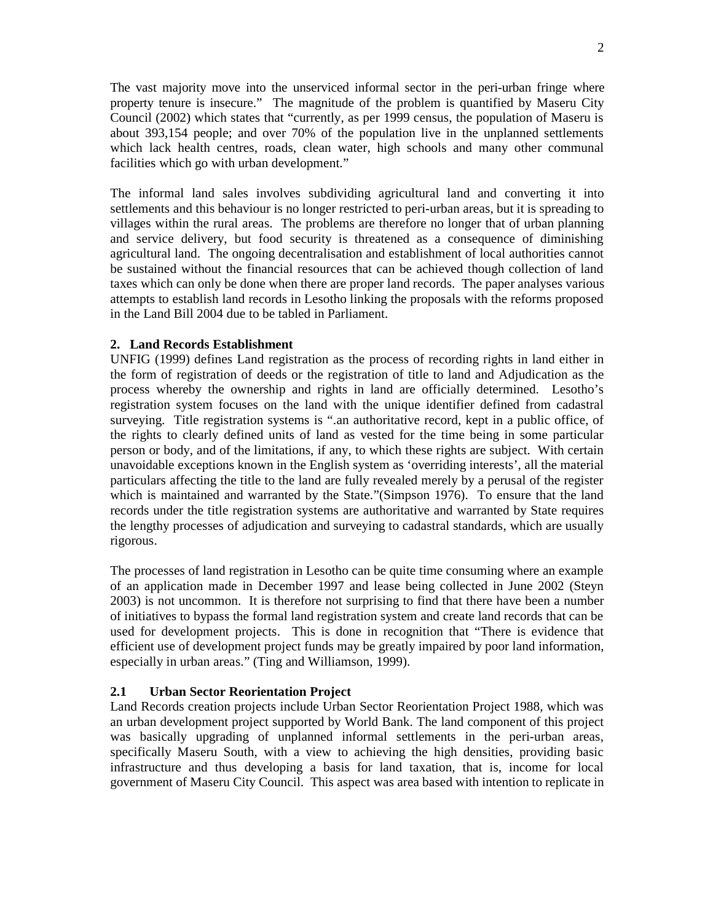The vast majority move into the unserviced informal sector in the peri-urban fringe where property tenure is insecure." The magnitude of the problem is quantified by Maseru City Council (2002) which states that "currently, as per 1999 census, the population of Maseru is about 393,154 people; and over 70% of the population live in the unplanned settlements which lack health centres, roads, clean water, high schools and many other communal facilities which go with urban development."

The informal land sales involves subdividing agricultural land and converting it into settlements and this behaviour is no longer restricted to peri-urban areas, but it is spreading to villages within the rural areas. The problems are therefore no longer that of urban planning and service delivery, but food security is threatened as a consequence of diminishing agricultural land. The ongoing decentralisation and establishment of local authorities cannot be sustained without the financial resources that can be achieved though collection of land taxes which can only be done when there are proper land records. The paper analyses various attempts to establish land records in Lesotho linking the proposals with the reforms proposed in the Land Bill 2004 due to be tabled in Parliament.

## 2. Land Records Establishment

UNFIG (1999) defines Land registration as the process of recording rights in land either in the form of registration of deeds or the registration of title to land and Adjudication as the process whereby the ownership and rights in land are officially determined. Lesotho's registration system focuses on the land with the unique identifier defined from cadastral surveying. Title registration systems is ".an authoritative record, kept in a public office, of the rights to clearly defined units of land as vested for the time being in some particular person or body, and of the limitations, if any, to which these rights are subject. With certain unavoidable exceptions known in the English system as 'overriding interests', all the material particulars affecting the title to the land are fully revealed merely by a perusal of the register which is maintained and warranted by the State."(Simpson 1976). To ensure that the land records under the title registration systems are authoritative and warranted by State requires the lengthy processes of adjudication and surveying to cadastral standards, which are usually rigorous.

The processes of land registration in Lesotho can be quite time consuming where an example of an application made in December 1997 and lease being collected in June 2002 (Steyn 2003) is not uncommon. It is therefore not surprising to find that there have been a number of initiatives to bypass the formal land registration system and create land records that can be used for development projects. This is done in recognition that "There is evidence that efficient use of development project funds may be greatly impaired by poor land information, especially in urban areas." (Ting and Williamson, 1999).

### 2.1 Urban Sector Reorientation Project

Land Records creation projects include Urban Sector Reorientation Project 1988, which was an urban development project supported by World Bank. The land component of this project was basically upgrading of unplanned informal settlements in the peri-urban areas, specifically Maseru South, with a view to achieving the high densities, providing basic infrastructure and thus developing a basis for land taxation, that is, income for local government of Maseru City Council. This aspect was area based with intention to replicate in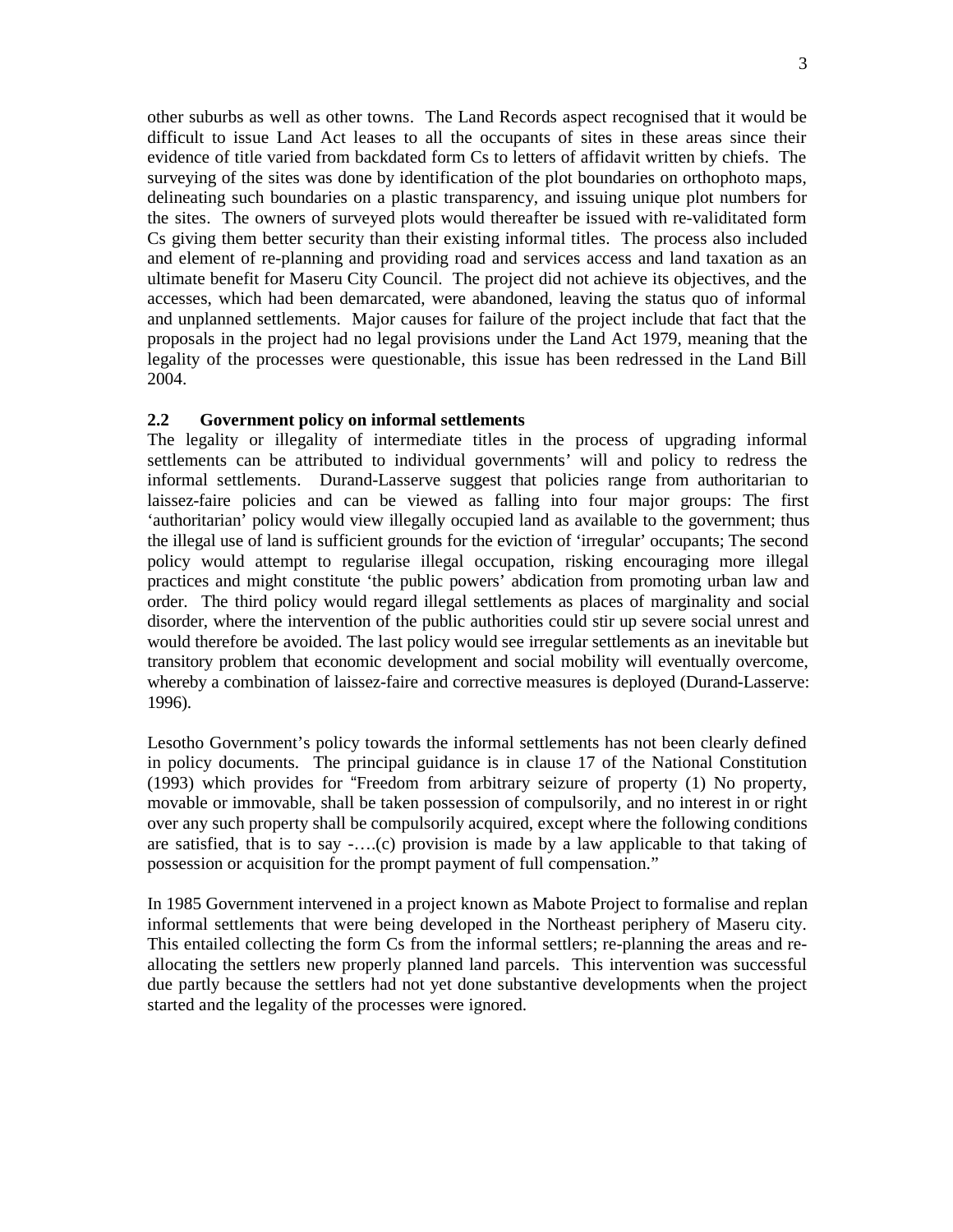other suburbs as well as other towns. The Land Records aspect recognised that it would be difficult to issue Land Act leases to all the occupants of sites in these areas since their evidence of title varied from backdated form Cs to letters of affidavit written by chiefs. The surveying of the sites was done by identification of the plot boundaries on orthophoto maps, delineating such boundaries on a plastic transparency, and issuing unique plot numbers for the sites. The owners of surveyed plots would thereafter be issued with re-validitated form Cs giving them better security than their existing informal titles. The process also included and element of re-planning and providing road and services access and land taxation as an ultimate benefit for Maseru City Council. The project did not achieve its objectives, and the accesses, which had been demarcated, were abandoned, leaving the status quo of informal and unplanned settlements. Major causes for failure of the project include that fact that the proposals in the project had no legal provisions under the Land Act 1979, meaning that the legality of the processes were questionable, this issue has been redressed in the Land Bill 2004.

### 2.2 Government policy on informal settlements

The legality or illegality of intermediate titles in the process of upgrading informal settlements can be attributed to individual governments' will and policy to redress the informal settlements. Durand-Lasserve suggest that policies range from authoritarian to laissez-faire policies and can be viewed as falling into four major groups: The first 'authoritarian' policy would view illegally occupied land as available to the government; thus the illegal use of land is sufficient grounds for the eviction of 'irregular' occupants; The second policy would attempt to regularise illegal occupation, risking encouraging more illegal practices and might constitute 'the public powers' abdication from promoting urban law and order. The third policy would regard illegal settlements as places of marginality and social disorder, where the intervention of the public authorities could stir up severe social unrest and would therefore be avoided. The last policy would see irregular settlements as an inevitable but transitory problem that economic development and social mobility will eventually overcome, whereby a combination of laissez-faire and corrective measures is deployed (Durand-Lasserve: 1996).

Lesotho Government's policy towards the informal settlements has not been clearly defined in policy documents. The principal guidance is in clause 17 of the National Constitution (1993) which provides for "Freedom from arbitrary seizure of property (1) No property, movable or immovable, shall be taken possession of compulsorily, and no interest in or right over any such property shall be compulsorily acquired, except where the following conditions are satisfied, that is to say -….(c) provision is made by a law applicable to that taking of possession or acquisition for the prompt payment of full compensation."

In 1985 Government intervened in a project known as Mabote Project to formalise and replan informal settlements that were being developed in the Northeast periphery of Maseru city. This entailed collecting the form Cs from the informal settlers; re-planning the areas and re-allocating the settlers new properly planned land parcels. This intervention was successful due partly because the settlers had not yet done substantive developments when the project started and the legality of the processes were ignored.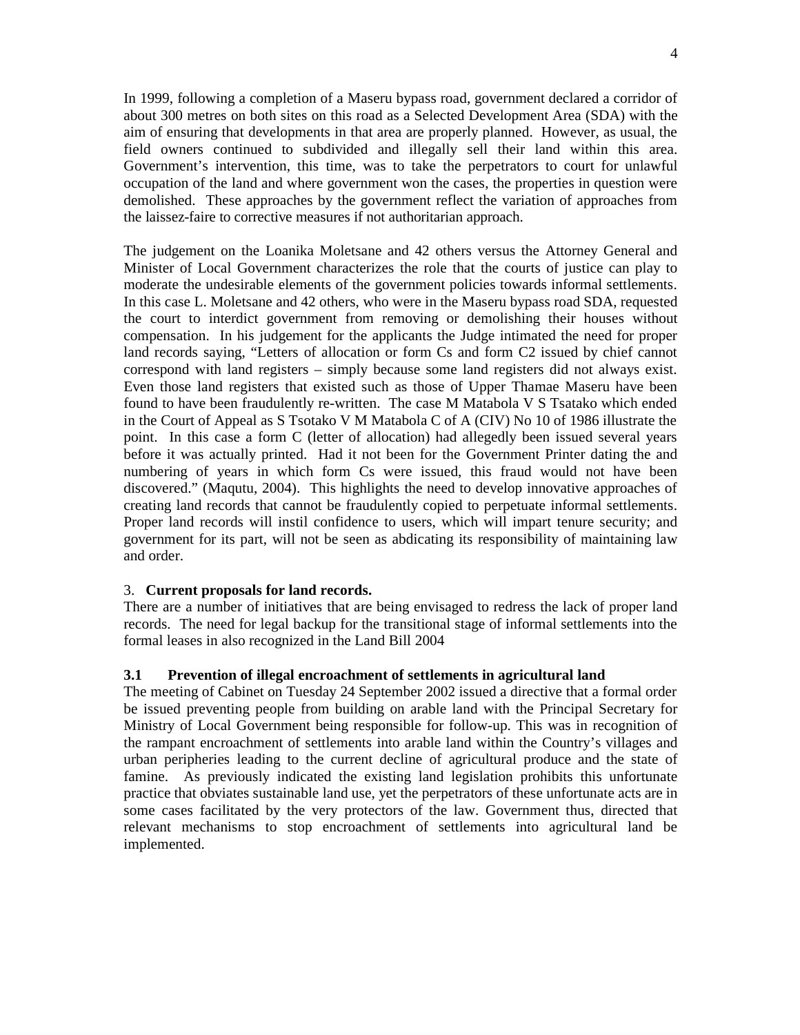In 1999, following a completion of a Maseru bypass road, government declared a corridor of about 300 metres on both sites on this road as a Selected Development Area (SDA) with the aim of ensuring that developments in that area are properly planned. However, as usual, the field owners continued to subdivided and illegally sell their land within this area. Government's intervention, this time, was to take the perpetrators to court for unlawful occupation of the land and where government won the cases, the properties in question were demolished. These approaches by the government reflect the variation of approaches from the laissez-faire to corrective measures if not authoritarian approach.

The judgement on the Loanika Moletsane and 42 others versus the Attorney General and Minister of Local Government characterizes the role that the courts of justice can play to moderate the undesirable elements of the government policies towards informal settlements. In this case L. Moletsane and 42 others, who were in the Maseru bypass road SDA, requested the court to interdict government from removing or demolishing their houses without compensation. In his judgement for the applicants the Judge intimated the need for proper land records saying, "Letters of allocation or form Cs and form C2 issued by chief cannot correspond with land registers – simply because some land registers did not always exist. Even those land registers that existed such as those of Upper Thamae Maseru have been found to have been fraudulently re-written. The case M Matabola V S Tsatako which ended in the Court of Appeal as S Tsotako V M Matabola C of A (CIV) No 10 of 1986 illustrate the point. In this case a form C (letter of allocation) had allegedly been issued several years before it was actually printed. Had it not been for the Government Printer dating the and numbering of years in which form Cs were issued, this fraud would not have been discovered." (Maqutu, 2004). This highlights the need to develop innovative approaches of creating land records that cannot be fraudulently copied to perpetuate informal settlements. Proper land records will instil confidence to users, which will impart tenure security; and government for its part, will not be seen as abdicating its responsibility of maintaining law and order.

## 3. **Current proposals for land records.**

There are a number of initiatives that are being envisaged to redress the lack of proper land records. The need for legal backup for the transitional stage of informal settlements into the formal leases in also recognized in the Land Bill 2004

### 3.1 Prevention of illegal encroachment of settlements in agricultural land

The meeting of Cabinet on Tuesday 24 September 2002 issued a directive that a formal order be issued preventing people from building on arable land with the Principal Secretary for Ministry of Local Government being responsible for follow-up. This was in recognition of the rampant encroachment of settlements into arable land within the Country's villages and urban peripheries leading to the current decline of agricultural produce and the state of famine. As previously indicated the existing land legislation prohibits this unfortunate practice that obviates sustainable land use, yet the perpetrators of these unfortunate acts are in some cases facilitated by the very protectors of the law. Government thus, directed that relevant mechanisms to stop encroachment of settlements into agricultural land be implemented.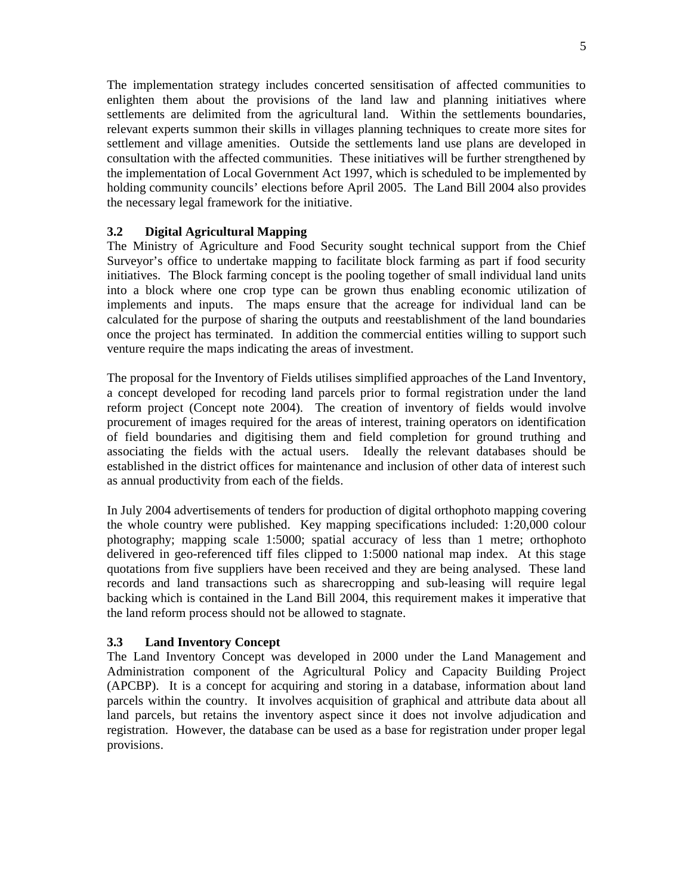The implementation strategy includes concerted sensitisation of affected communities to enlighten them about the provisions of the land law and planning initiatives where settlements are delimited from the agricultural land. Within the settlements boundaries, relevant experts summon their skills in villages planning techniques to create more sites for settlement and village amenities. Outside the settlements land use plans are developed in consultation with the affected communities. These initiatives will be further strengthened by the implementation of Local Government Act 1997, which is scheduled to be implemented by holding community councils' elections before April 2005. The Land Bill 2004 also provides the necessary legal framework for the initiative.

### 3.2 Digital Agricultural Mapping

The Ministry of Agriculture and Food Security sought technical support from the Chief Surveyor's office to undertake mapping to facilitate block farming as part if food security initiatives. The Block farming concept is the pooling together of small individual land units into a block where one crop type can be grown thus enabling economic utilization of implements and inputs. The maps ensure that the acreage for individual land can be calculated for the purpose of sharing the outputs and reestablishment of the land boundaries once the project has terminated. In addition the commercial entities willing to support such venture require the maps indicating the areas of investment.

The proposal for the Inventory of Fields utilises simplified approaches of the Land Inventory, a concept developed for recoding land parcels prior to formal registration under the land reform project (Concept note 2004). The creation of inventory of fields would involve procurement of images required for the areas of interest, training operators on identification of field boundaries and digitising them and field completion for ground truthing and associating the fields with the actual users. Ideally the relevant databases should be established in the district offices for maintenance and inclusion of other data of interest such as annual productivity from each of the fields.

In July 2004 advertisements of tenders for production of digital orthophoto mapping covering the whole country were published. Key mapping specifications included: 1:20,000 colour photography; mapping scale 1:5000; spatial accuracy of less than 1 metre; orthophoto delivered in geo-referenced tiff files clipped to 1:5000 national map index. At this stage quotations from five suppliers have been received and they are being analysed. These land records and land transactions such as sharecropping and sub-leasing will require legal backing which is contained in the Land Bill 2004, this requirement makes it imperative that the land reform process should not be allowed to stagnate.

### 3.3 Land Inventory Concept

The Land Inventory Concept was developed in 2000 under the Land Management and Administration component of the Agricultural Policy and Capacity Building Project (APCBP). It is a concept for acquiring and storing in a database, information about land parcels within the country. It involves acquisition of graphical and attribute data about all land parcels, but retains the inventory aspect since it does not involve adjudication and registration. However, the database can be used as a base for registration under proper legal provisions.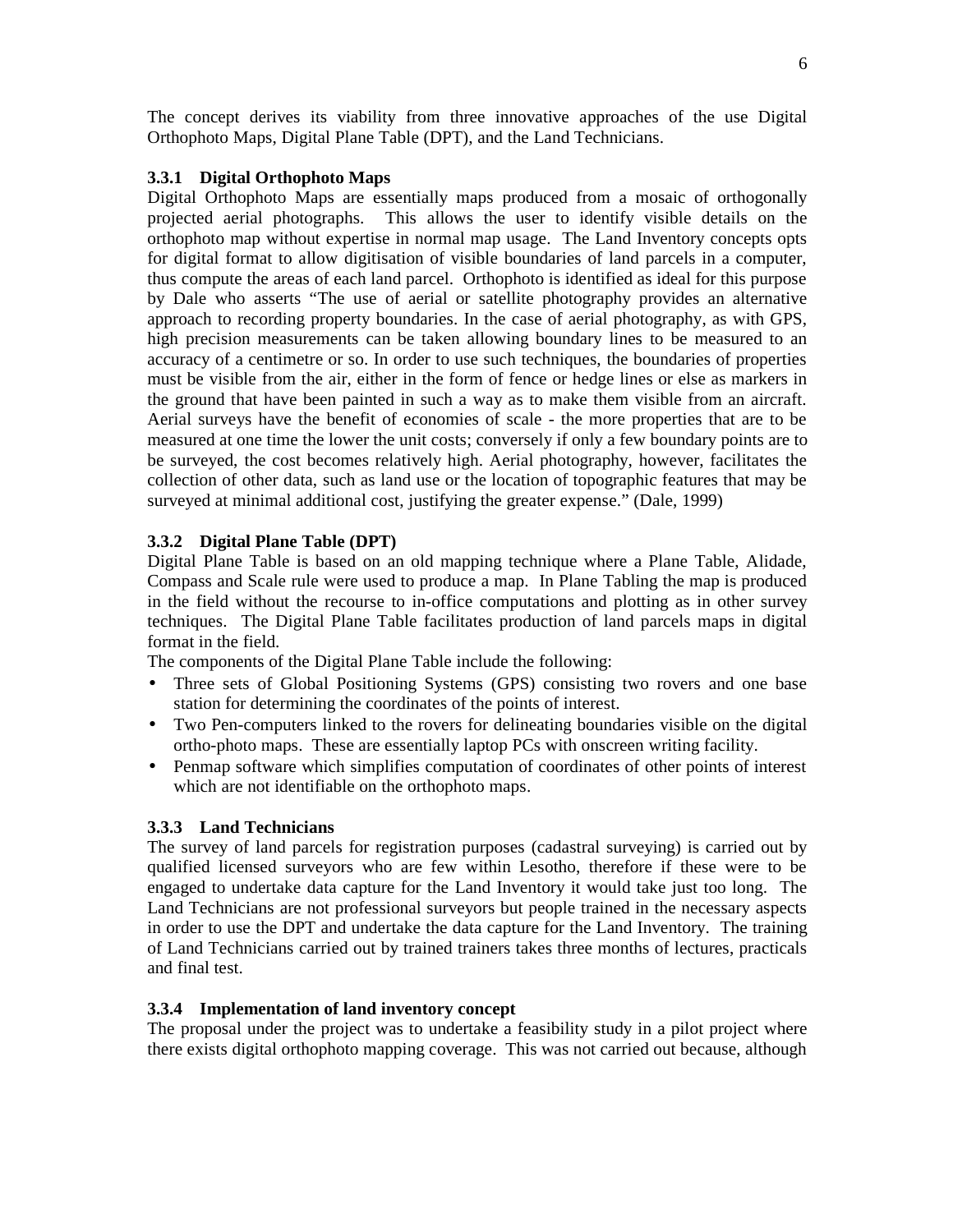The concept derives its viability from three innovative approaches of the use Digital Orthophoto Maps, Digital Plane Table (DPT), and the Land Technicians.

### 3.3.1 Digital Orthophoto Maps

Digital Orthophoto Maps are essentially maps produced from a mosaic of orthogonally projected aerial photographs. This allows the user to identify visible details on the orthophoto map without expertise in normal map usage. The Land Inventory concepts opts for digital format to allow digitisation of visible boundaries of land parcels in a computer, thus compute the areas of each land parcel. Orthophoto is identified as ideal for this purpose by Dale who asserts "The use of aerial or satellite photography provides an alternative approach to recording property boundaries. In the case of aerial photography, as with GPS, high precision measurements can be taken allowing boundary lines to be measured to an accuracy of a centimetre or so. In order to use such techniques, the boundaries of properties must be visible from the air, either in the form of fence or hedge lines or else as markers in the ground that have been painted in such a way as to make them visible from an aircraft. Aerial surveys have the benefit of economies of scale - the more properties that are to be measured at one time the lower the unit costs; conversely if only a few boundary points are to be surveyed, the cost becomes relatively high. Aerial photography, however, facilitates the collection of other data, such as land use or the location of topographic features that may be surveyed at minimal additional cost, justifying the greater expense." (Dale, 1999)

### 3.3.2 Digital Plane Table (DPT)

Digital Plane Table is based on an old mapping technique where a Plane Table, Alidade, Compass and Scale rule were used to produce a map. In Plane Tabling the map is produced in the field without the recourse to in-office computations and plotting as in other survey techniques. The Digital Plane Table facilitates production of land parcels maps in digital format in the field.

The components of the Digital Plane Table include the following:

- Three sets of Global Positioning Systems (GPS) consisting two rovers and one base station for determining the coordinates of the points of interest.
- Two Pen-computers linked to the rovers for delineating boundaries visible on the digital ortho-photo maps. These are essentially laptop PCs with onscreen writing facility.
- Penmap software which simplifies computation of coordinates of other points of interest which are not identifiable on the orthophoto maps.

### 3.3.3 Land Technicians

The survey of land parcels for registration purposes (cadastral surveying) is carried out by qualified licensed surveyors who are few within Lesotho, therefore if these were to be engaged to undertake data capture for the Land Inventory it would take just too long. The Land Technicians are not professional surveyors but people trained in the necessary aspects in order to use the DPT and undertake the data capture for the Land Inventory. The training of Land Technicians carried out by trained trainers takes three months of lectures, practicals and final test.

### 3.3.4 Implementation of land inventory concept

The proposal under the project was to undertake a feasibility study in a pilot project where there exists digital orthophoto mapping coverage. This was not carried out because, although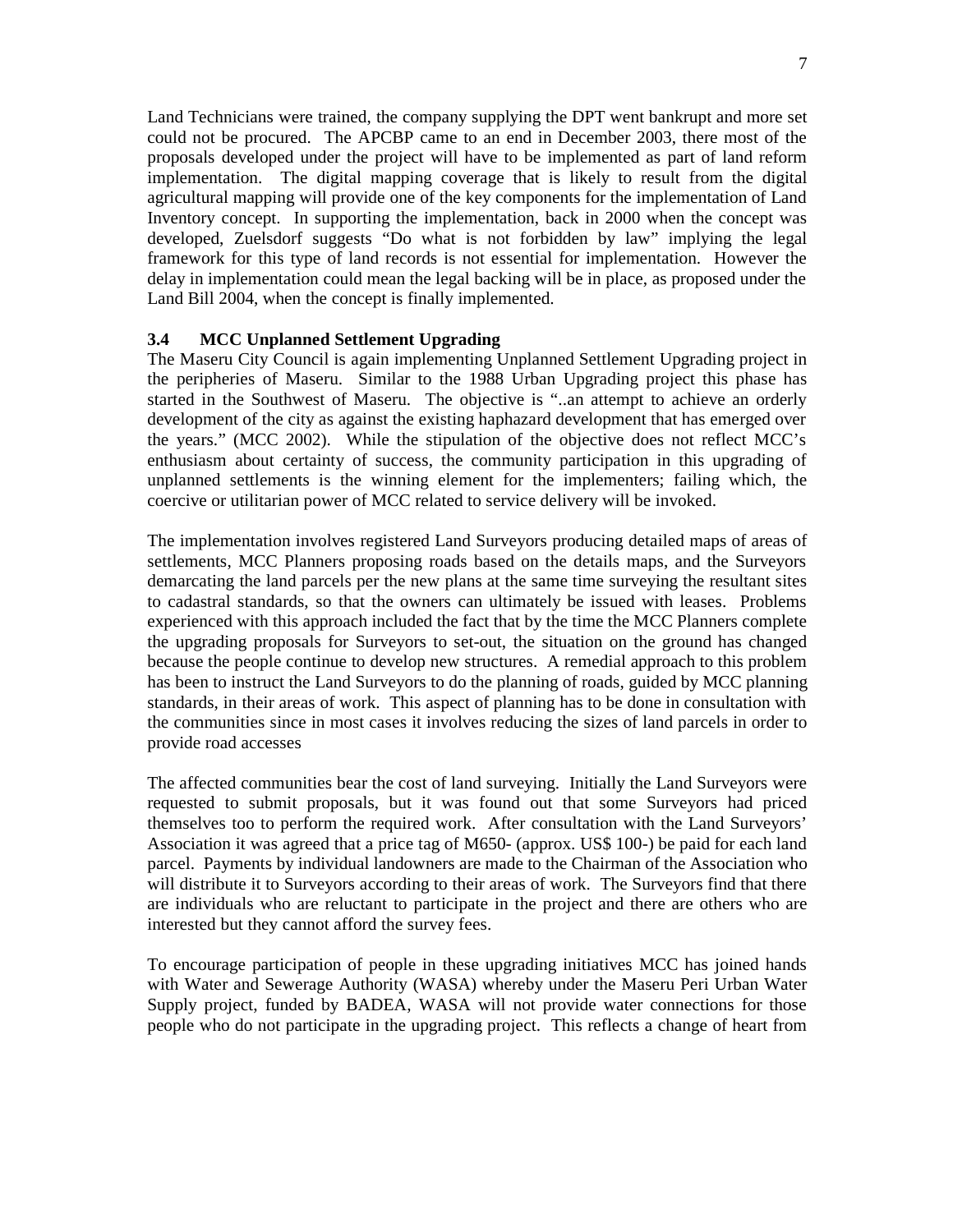Land Technicians were trained, the company supplying the DPT went bankrupt and more set could not be procured. The APCBP came to an end in December 2003, there most of the proposals developed under the project will have to be implemented as part of land reform implementation. The digital mapping coverage that is likely to result from the digital agricultural mapping will provide one of the key components for the implementation of Land Inventory concept. In supporting the implementation, back in 2000 when the concept was developed, Zuelsdorf suggests "Do what is not forbidden by law" implying the legal framework for this type of land records is not essential for implementation. However the delay in implementation could mean the legal backing will be in place, as proposed under the Land Bill 2004, when the concept is finally implemented.

### 3.4 MCC Unplanned Settlement Upgrading

The Maseru City Council is again implementing Unplanned Settlement Upgrading project in the peripheries of Maseru. Similar to the 1988 Urban Upgrading project this phase has started in the Southwest of Maseru. The objective is "..an attempt to achieve an orderly development of the city as against the existing haphazard development that has emerged over the years." (MCC 2002). While the stipulation of the objective does not reflect MCC's enthusiasm about certainty of success, the community participation in this upgrading of unplanned settlements is the winning element for the implementers; failing which, the coercive or utilitarian power of MCC related to service delivery will be invoked.

The implementation involves registered Land Surveyors producing detailed maps of areas of settlements, MCC Planners proposing roads based on the details maps, and the Surveyors demarcating the land parcels per the new plans at the same time surveying the resultant sites to cadastral standards, so that the owners can ultimately be issued with leases. Problems experienced with this approach included the fact that by the time the MCC Planners complete the upgrading proposals for Surveyors to set-out, the situation on the ground has changed because the people continue to develop new structures. A remedial approach to this problem has been to instruct the Land Surveyors to do the planning of roads, guided by MCC planning standards, in their areas of work. This aspect of planning has to be done in consultation with the communities since in most cases it involves reducing the sizes of land parcels in order to provide road accesses

The affected communities bear the cost of land surveying. Initially the Land Surveyors were requested to submit proposals, but it was found out that some Surveyors had priced themselves too to perform the required work. After consultation with the Land Surveyors' Association it was agreed that a price tag of M650- (approx. US$ 100-) be paid for each land parcel. Payments by individual landowners are made to the Chairman of the Association who will distribute it to Surveyors according to their areas of work. The Surveyors find that there are individuals who are reluctant to participate in the project and there are others who are interested but they cannot afford the survey fees.

To encourage participation of people in these upgrading initiatives MCC has joined hands with Water and Sewerage Authority (WASA) whereby under the Maseru Peri Urban Water Supply project, funded by BADEA, WASA will not provide water connections for those people who do not participate in the upgrading project. This reflects a change of heart from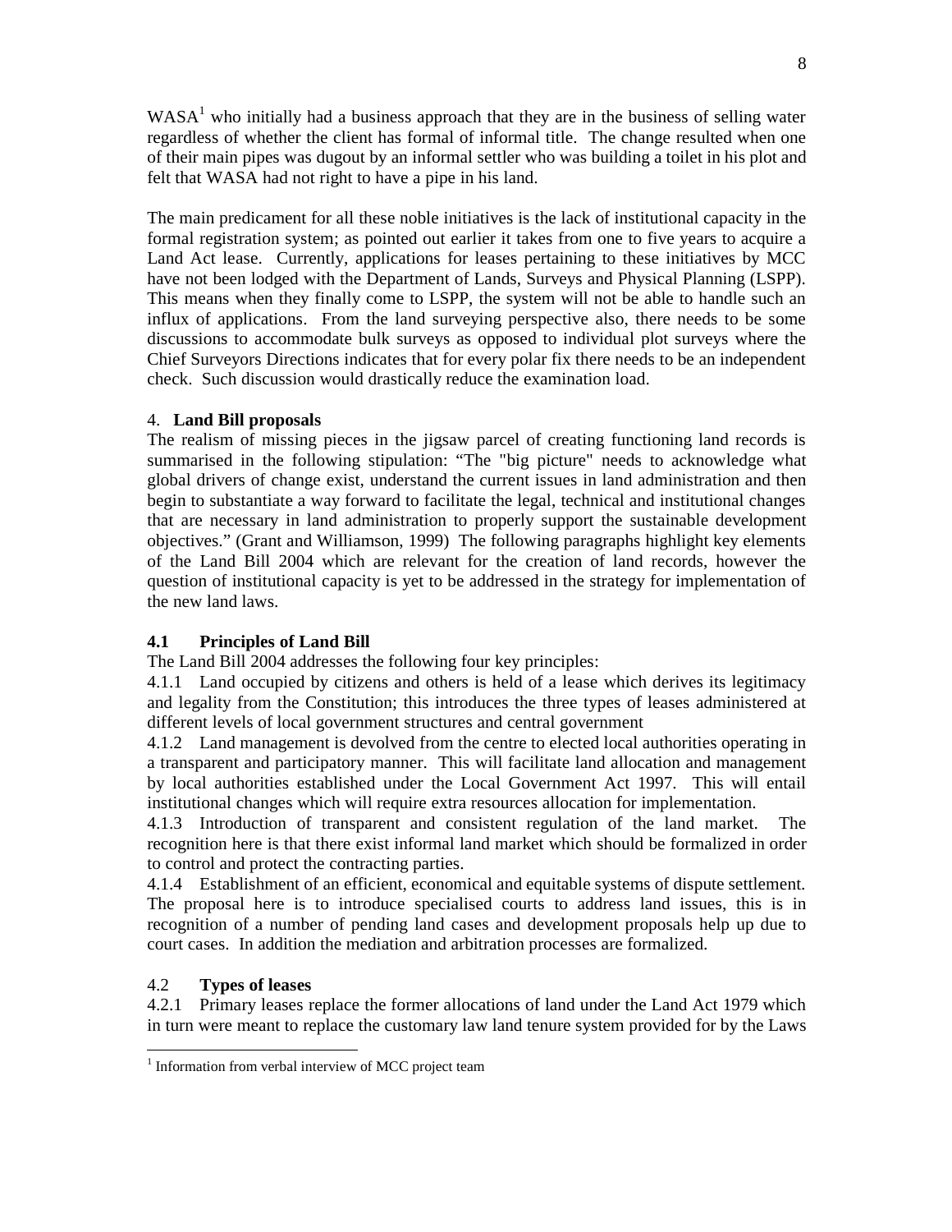WASA[1] who initially had a business approach that they are in the business of selling water regardless of whether the client has formal of informal title. The change resulted when one of their main pipes was dugout by an informal settler who was building a toilet in his plot and felt that WASA had not right to have a pipe in his land.

The main predicament for all these noble initiatives is the lack of institutional capacity in the formal registration system; as pointed out earlier it takes from one to five years to acquire a Land Act lease. Currently, applications for leases pertaining to these initiatives by MCC have not been lodged with the Department of Lands, Surveys and Physical Planning (LSPP). This means when they finally come to LSPP, the system will not be able to handle such an influx of applications. From the land surveying perspective also, there needs to be some discussions to accommodate bulk surveys as opposed to individual plot surveys where the Chief Surveyors Directions indicates that for every polar fix there needs to be an independent check. Such discussion would drastically reduce the examination load.

## 4. **Land Bill proposals**

The realism of missing pieces in the jigsaw parcel of creating functioning land records is summarised in the following stipulation: "The "big picture" needs to acknowledge what global drivers of change exist, understand the current issues in land administration and then begin to substantiate a way forward to facilitate the legal, technical and institutional changes that are necessary in land administration to properly support the sustainable development objectives." (Grant and Williamson, 1999) The following paragraphs highlight key elements of the Land Bill 2004 which are relevant for the creation of land records, however the question of institutional capacity is yet to be addressed in the strategy for implementation of the new land laws.

### 4.1 Principles of Land Bill

The Land Bill 2004 addresses the following four key principles:

4.1.1 Land occupied by citizens and others is held of a lease which derives its legitimacy and legality from the Constitution; this introduces the three types of leases administered at different levels of local government structures and central government

4.1.2 Land management is devolved from the centre to elected local authorities operating in a transparent and participatory manner. This will facilitate land allocation and management by local authorities established under the Local Government Act 1997. This will entail institutional changes which will require extra resources allocation for implementation.

4.1.3 Introduction of transparent and consistent regulation of the land market. The recognition here is that there exist informal land market which should be formalized in order to control and protect the contracting parties.

4.1.4 Establishment of an efficient, economical and equitable systems of dispute settlement. The proposal here is to introduce specialised courts to address land issues, this is in recognition of a number of pending land cases and development proposals help up due to court cases. In addition the mediation and arbitration processes are formalized.

### 4.2 **Types of leases**

4.2.1 Primary leases replace the former allocations of land under the Land Act 1979 which in turn were meant to replace the customary law land tenure system provided for by the Laws

[1] Information from verbal interview of MCC project team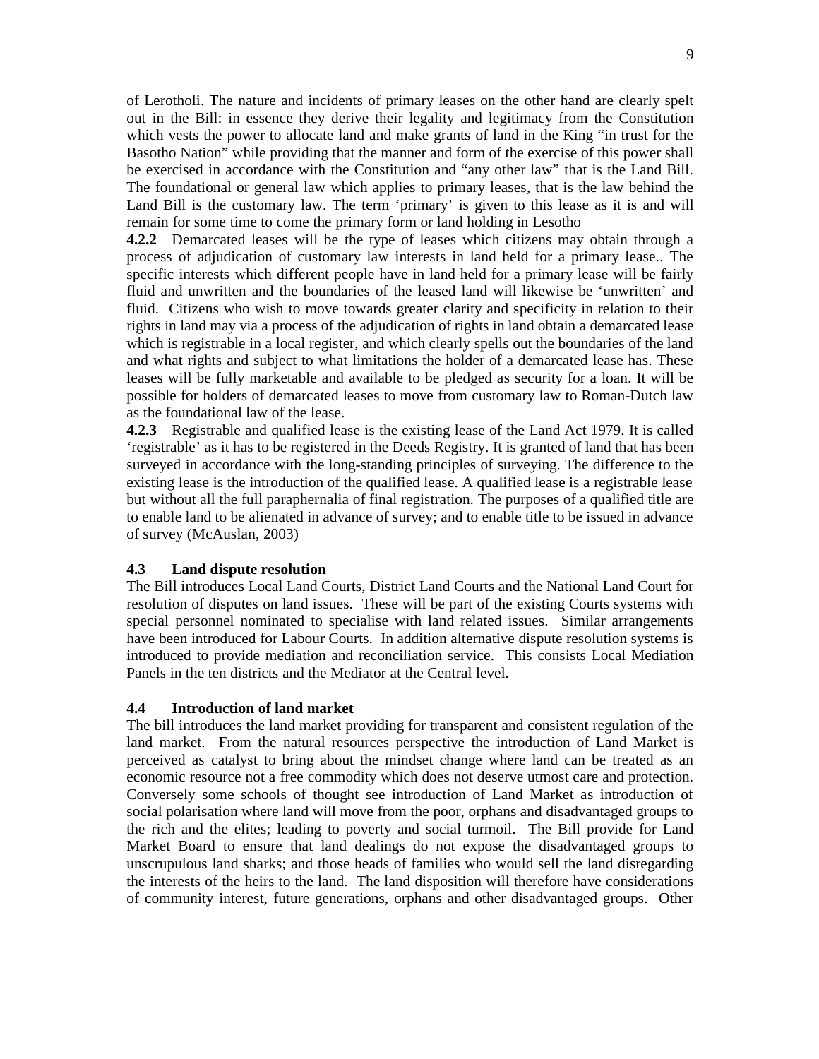of Lerotholi. The nature and incidents of primary leases on the other hand are clearly spelt out in the Bill: in essence they derive their legality and legitimacy from the Constitution which vests the power to allocate land and make grants of land in the King "in trust for the Basotho Nation" while providing that the manner and form of the exercise of this power shall be exercised in accordance with the Constitution and "any other law" that is the Land Bill. The foundational or general law which applies to primary leases, that is the law behind the Land Bill is the customary law. The term 'primary' is given to this lease as it is and will remain for some time to come the primary form or land holding in Lesotho

**4.2.2** Demarcated leases will be the type of leases which citizens may obtain through a process of adjudication of customary law interests in land held for a primary lease.. The specific interests which different people have in land held for a primary lease will be fairly fluid and unwritten and the boundaries of the leased land will likewise be 'unwritten' and fluid. Citizens who wish to move towards greater clarity and specificity in relation to their rights in land may via a process of the adjudication of rights in land obtain a demarcated lease which is registrable in a local register, and which clearly spells out the boundaries of the land and what rights and subject to what limitations the holder of a demarcated lease has. These leases will be fully marketable and available to be pledged as security for a loan. It will be possible for holders of demarcated leases to move from customary law to Roman-Dutch law as the foundational law of the lease.

**4.2.3** Registrable and qualified lease is the existing lease of the Land Act 1979. It is called 'registrable' as it has to be registered in the Deeds Registry. It is granted of land that has been surveyed in accordance with the long-standing principles of surveying. The difference to the existing lease is the introduction of the qualified lease. A qualified lease is a registrable lease but without all the full paraphernalia of final registration. The purposes of a qualified title are to enable land to be alienated in advance of survey; and to enable title to be issued in advance of survey (McAuslan, 2003)

### 4.3 Land dispute resolution

The Bill introduces Local Land Courts, District Land Courts and the National Land Court for resolution of disputes on land issues. These will be part of the existing Courts systems with special personnel nominated to specialise with land related issues. Similar arrangements have been introduced for Labour Courts. In addition alternative dispute resolution systems is introduced to provide mediation and reconciliation service. This consists Local Mediation Panels in the ten districts and the Mediator at the Central level.

### 4.4 Introduction of land market

The bill introduces the land market providing for transparent and consistent regulation of the land market. From the natural resources perspective the introduction of Land Market is perceived as catalyst to bring about the mindset change where land can be treated as an economic resource not a free commodity which does not deserve utmost care and protection. Conversely some schools of thought see introduction of Land Market as introduction of social polarisation where land will move from the poor, orphans and disadvantaged groups to the rich and the elites; leading to poverty and social turmoil. The Bill provide for Land Market Board to ensure that land dealings do not expose the disadvantaged groups to unscrupulous land sharks; and those heads of families who would sell the land disregarding the interests of the heirs to the land. The land disposition will therefore have considerations of community interest, future generations, orphans and other disadvantaged groups. Other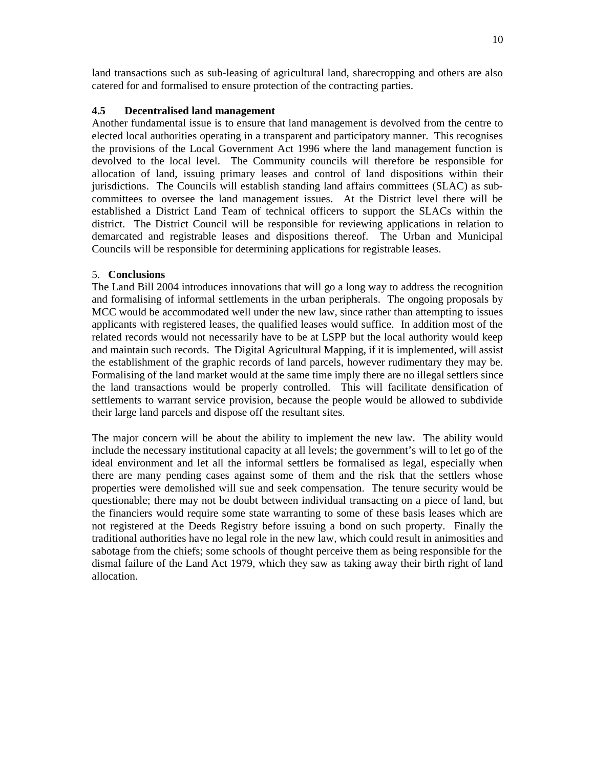land transactions such as sub-leasing of agricultural land, sharecropping and others are also catered for and formalised to ensure protection of the contracting parties.

### 4.5 Decentralised land management

Another fundamental issue is to ensure that land management is devolved from the centre to elected local authorities operating in a transparent and participatory manner. This recognises the provisions of the Local Government Act 1996 where the land management function is devolved to the local level. The Community councils will therefore be responsible for allocation of land, issuing primary leases and control of land dispositions within their jurisdictions. The Councils will establish standing land affairs committees (SLAC) as sub-committees to oversee the land management issues. At the District level there will be established a District Land Team of technical officers to support the SLACs within the district. The District Council will be responsible for reviewing applications in relation to demarcated and registrable leases and dispositions thereof. The Urban and Municipal Councils will be responsible for determining applications for registrable leases.

## 5. Conclusions

The Land Bill 2004 introduces innovations that will go a long way to address the recognition and formalising of informal settlements in the urban peripherals. The ongoing proposals by MCC would be accommodated well under the new law, since rather than attempting to issues applicants with registered leases, the qualified leases would suffice. In addition most of the related records would not necessarily have to be at LSPP but the local authority would keep and maintain such records. The Digital Agricultural Mapping, if it is implemented, will assist the establishment of the graphic records of land parcels, however rudimentary they may be. Formalising of the land market would at the same time imply there are no illegal settlers since the land transactions would be properly controlled. This will facilitate densification of settlements to warrant service provision, because the people would be allowed to subdivide their large land parcels and dispose off the resultant sites.

The major concern will be about the ability to implement the new law. The ability would include the necessary institutional capacity at all levels; the government's will to let go of the ideal environment and let all the informal settlers be formalised as legal, especially when there are many pending cases against some of them and the risk that the settlers whose properties were demolished will sue and seek compensation. The tenure security would be questionable; there may not be doubt between individual transacting on a piece of land, but the financiers would require some state warranting to some of these basis leases which are not registered at the Deeds Registry before issuing a bond on such property. Finally the traditional authorities have no legal role in the new law, which could result in animosities and sabotage from the chiefs; some schools of thought perceive them as being responsible for the dismal failure of the Land Act 1979, which they saw as taking away their birth right of land allocation.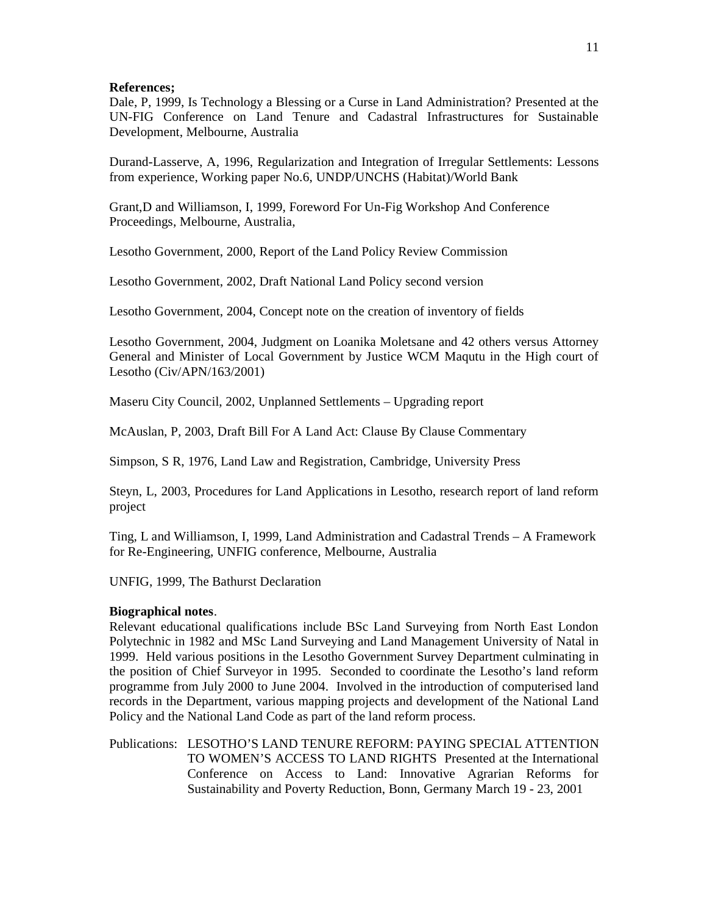**References;**

Dale, P, 1999, Is Technology a Blessing or a Curse in Land Administration? Presented at the UN-FIG Conference on Land Tenure and Cadastral Infrastructures for Sustainable Development, Melbourne, Australia

Durand-Lasserve, A, 1996, Regularization and Integration of Irregular Settlements: Lessons from experience, Working paper No.6, UNDP/UNCHS (Habitat)/World Bank

Grant,D and Williamson, I, 1999, Foreword For Un-Fig Workshop And Conference Proceedings, Melbourne, Australia,

Lesotho Government, 2000, Report of the Land Policy Review Commission

Lesotho Government, 2002, Draft National Land Policy second version

Lesotho Government, 2004, Concept note on the creation of inventory of fields

Lesotho Government, 2004, Judgment on Loanika Moletsane and 42 others versus Attorney General and Minister of Local Government by Justice WCM Maqutu in the High court of Lesotho (Civ/APN/163/2001)

Maseru City Council, 2002, Unplanned Settlements – Upgrading report

McAuslan, P, 2003, Draft Bill For A Land Act: Clause By Clause Commentary

Simpson, S R, 1976, Land Law and Registration, Cambridge, University Press

Steyn, L, 2003, Procedures for Land Applications in Lesotho, research report of land reform project

Ting, L and Williamson, I, 1999, Land Administration and Cadastral Trends – A Framework for Re-Engineering, UNFIG conference, Melbourne, Australia

UNFIG, 1999, The Bathurst Declaration

**Biographical notes**.

Relevant educational qualifications include BSc Land Surveying from North East London Polytechnic in 1982 and MSc Land Surveying and Land Management University of Natal in 1999. Held various positions in the Lesotho Government Survey Department culminating in the position of Chief Surveyor in 1995. Seconded to coordinate the Lesotho's land reform programme from July 2000 to June 2004. Involved in the introduction of computerised land records in the Department, various mapping projects and development of the National Land Policy and the National Land Code as part of the land reform process.

Publications: LESOTHO'S LAND TENURE REFORM: PAYING SPECIAL ATTENTION TO WOMEN'S ACCESS TO LAND RIGHTS Presented at the International Conference on Access to Land: Innovative Agrarian Reforms for Sustainability and Poverty Reduction, Bonn, Germany March 19 - 23, 2001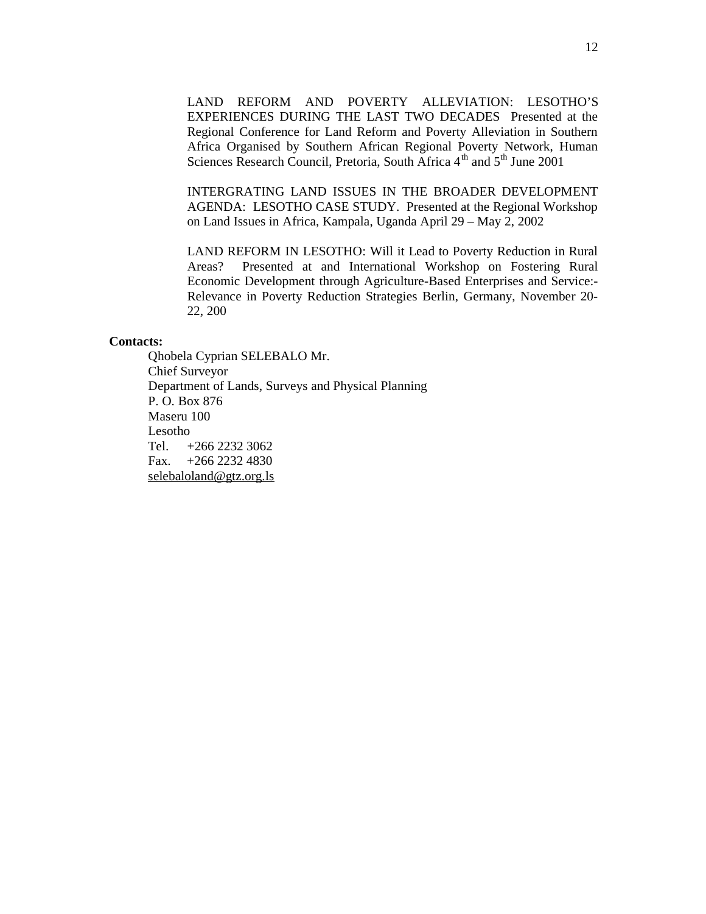LAND REFORM AND POVERTY ALLEVIATION: LESOTHO'S EXPERIENCES DURING THE LAST TWO DECADES Presented at the Regional Conference for Land Reform and Poverty Alleviation in Southern Africa Organised by Southern African Regional Poverty Network, Human Sciences Research Council, Pretoria, South Africa 4th and 5th June 2001

INTERGRATING LAND ISSUES IN THE BROADER DEVELOPMENT AGENDA: LESOTHO CASE STUDY. Presented at the Regional Workshop on Land Issues in Africa, Kampala, Uganda April 29 – May 2, 2002

LAND REFORM IN LESOTHO: Will it Lead to Poverty Reduction in Rural Areas? Presented at and International Workshop on Fostering Rural Economic Development through Agriculture-Based Enterprises and Service:- Relevance in Poverty Reduction Strategies Berlin, Germany, November 20-22, 200

**Contacts:**

Qhobela Cyprian SELEBALO Mr.  
Chief Surveyor  
Department of Lands, Surveys and Physical Planning  
P. O. Box 876  
Maseru 100  
Lesotho  
Tel. +266 2232 3062  
Fax. +266 2232 4830  
selebaloland@gtz.org.ls